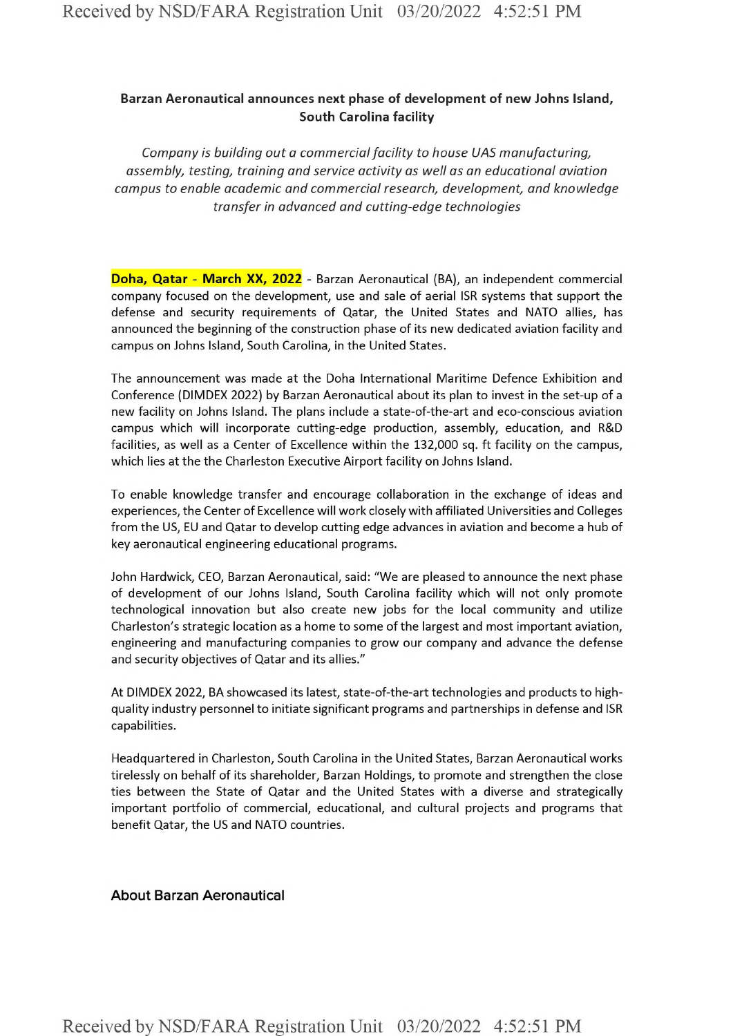**Barzan Aeronautical announces next phase of development of new Johns Island, South Carolina facility**

*Company is building out a commercial facility to house UAS manufacturing, assembly, testing, training and service activity as well as an educational aviation campus to enable academic and commercial research, development, and knowledge transfer in advanced and cutting-edge technologies*

**Doha, Qatar - March XX, 2022** - Barzan Aeronautical (BA), an independent commercial company focused on the development, use and sale of aerial ISR systems that support the defense and security requirements of Qatar, the United States and NATO allies, has announced the beginning of the construction phase of its new dedicated aviation facility and campus on Johns Island, South Carolina, in the United States.

The announcement was made at the Doha International Maritime Defence Exhibition and Conference (DIMDEX 2022) by Barzan Aeronautical about its plan to invest in the set-up of a new facility on Johns Island. The plans include a state-of-the-art and eco-conscious aviation campus which will incorporate cutting-edge production, assembly, education, and R&D facilities, as well as a Center of Excellence within the 132,000 sq. ft facility on the campus, which lies at the the Charleston Executive Airport facility on Johns Island.

To enable knowledge transfer and encourage collaboration in the exchange of ideas and experiences, the Center of Excellence will work closely with affiliated Universities and Colleges from the US, EU and Qatar to develop cutting edge advances in aviation and become a hub of key aeronautical engineering educational programs.

John Hardwick, CEO, Barzan Aeronautical, said: "We are pleased to announce the next phase of development of our Johns Island, South Carolina facility which will not only promote technological innovation but also create new jobs for the local community and utilize Charleston's strategic location as a home to some of the largest and most important aviation, engineering and manufacturing companies to grow our company and advance the defense and security objectives of Qatar and its allies."

At DIMDEX 2022, BA showcased its latest, state-of-the-art technologies and products to high-quality industry personnel to initiate significant programs and partnerships in defense and ISR capabilities.

Headquartered in Charleston, South Carolina in the United States, Barzan Aeronautical works tirelessly on behalf of its shareholder, Barzan Holdings, to promote and strengthen the close ties between the State of Qatar and the United States with a diverse and strategically important portfolio of commercial, educational, and cultural projects and programs that benefit Qatar, the US and NATO countries.

## About Barzan Aeronautical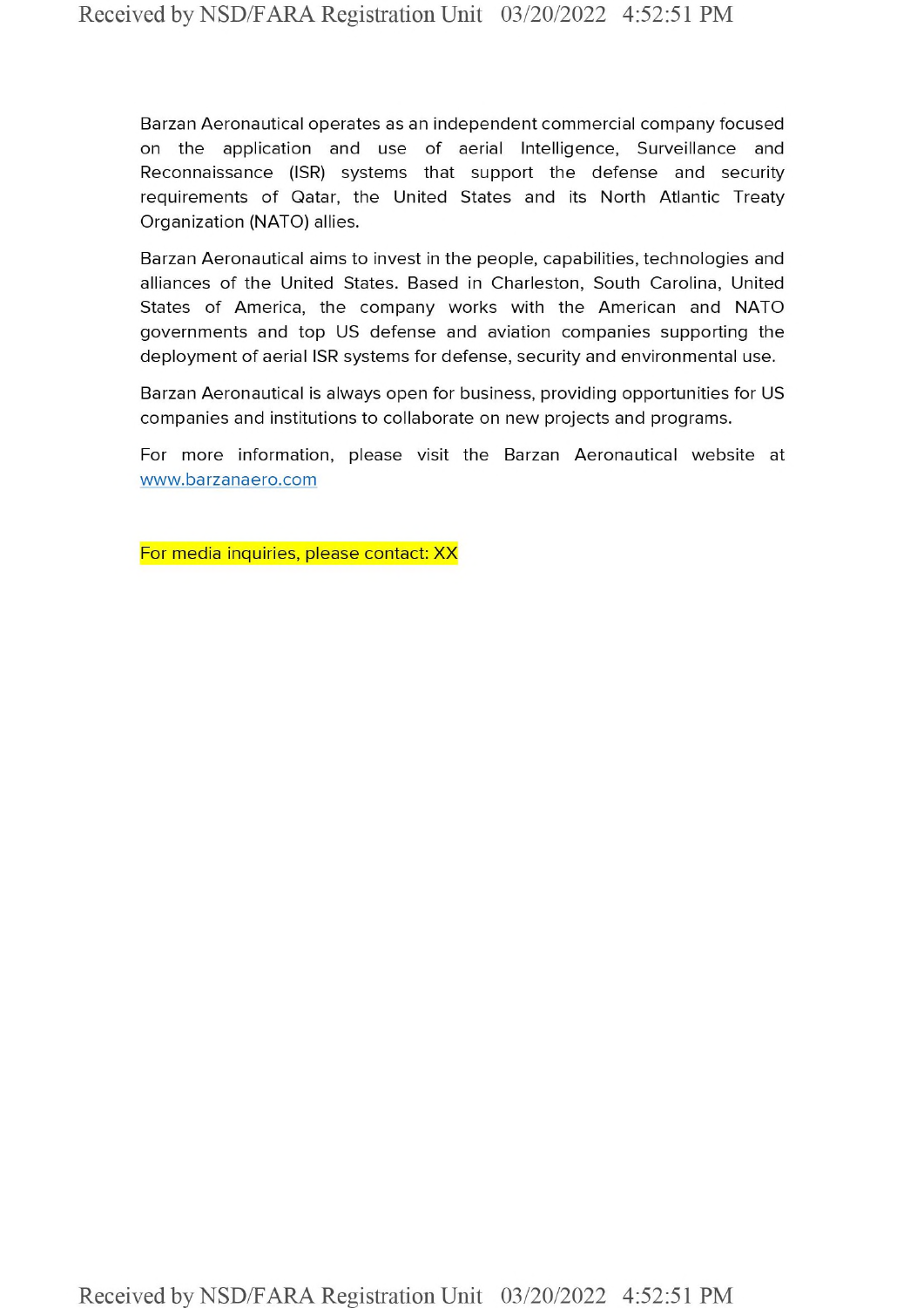Barzan Aeronautical operates as an independent commercial company focused on the application and use of aerial Intelligence, Surveillance and Reconnaissance (ISR) systems that support the defense and security requirements of Qatar, the United States and its North Atlantic Treaty Organization (NATO) allies.

Barzan Aeronautical aims to invest in the people, capabilities, technologies and alliances of the United States. Based in Charleston, South Carolina, United States of America, the company works with the American and NATO governments and top US defense and aviation companies supporting the deployment of aerial ISR systems for defense, security and environmental use.

Barzan Aeronautical is always open for business, providing opportunities for US companies and institutions to collaborate on new projects and programs.

For more information, please visit the Barzan Aeronautical website at [www.barzanaero.com](http://www.barzanaero.com)

For media inquiries, please contact: XX